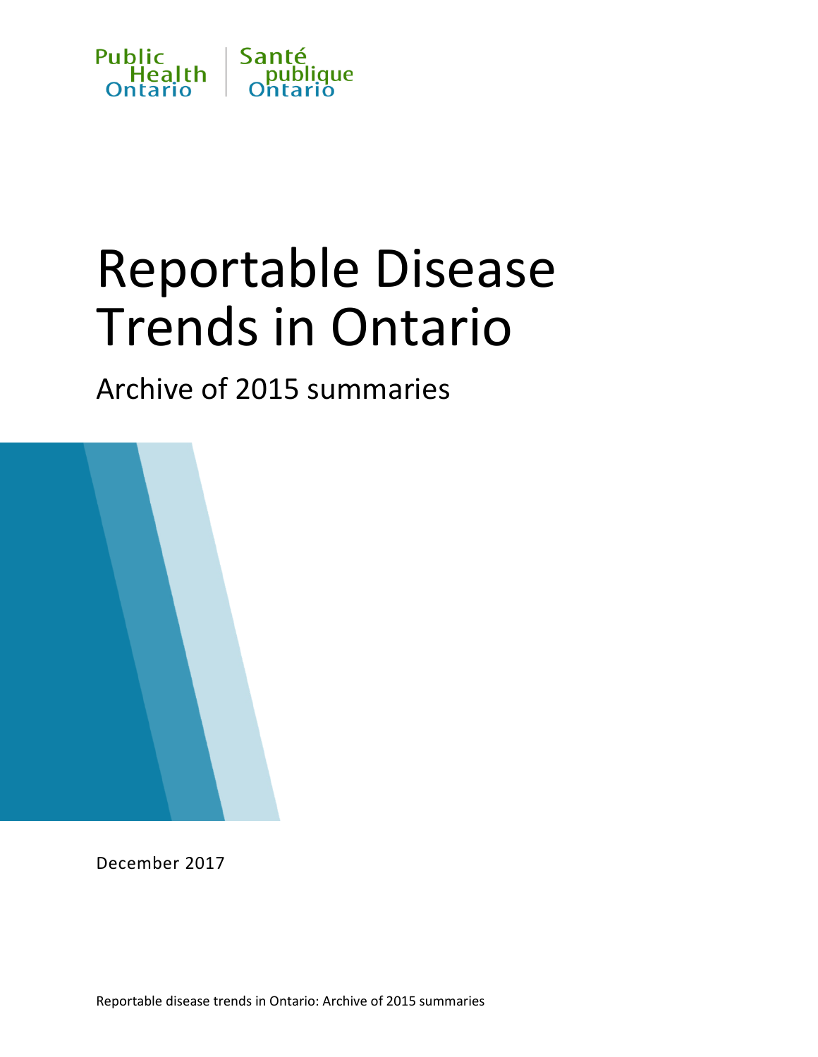Public Health Ontario | Santé publique Ontario

# Reportable Disease Trends in Ontario

## Archive of 2015 summaries

December 2017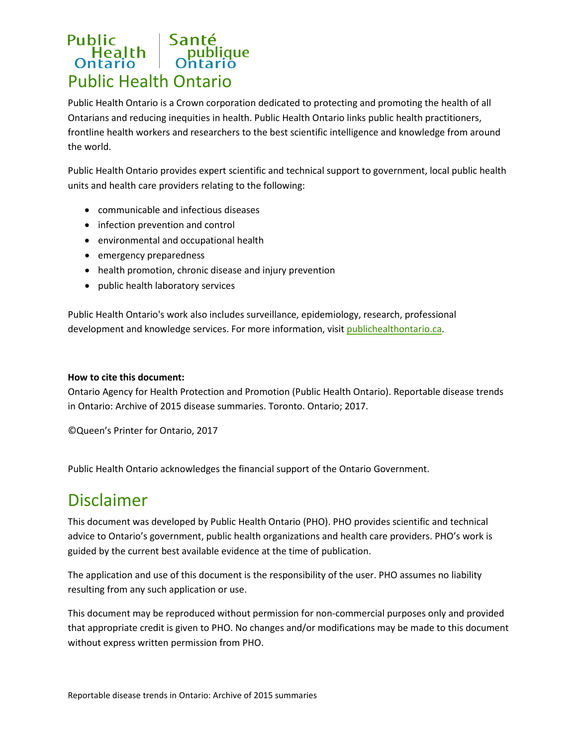# Public Health Ontario

Public Health Ontario is a Crown corporation dedicated to protecting and promoting the health of all Ontarians and reducing inequities in health. Public Health Ontario links public health practitioners, frontline health workers and researchers to the best scientific intelligence and knowledge from around the world.

Public Health Ontario provides expert scientific and technical support to government, local public health units and health care providers relating to the following:

- communicable and infectious diseases
- infection prevention and control
- environmental and occupational health
- emergency preparedness
- health promotion, chronic disease and injury prevention
- public health laboratory services

Public Health Ontario's work also includes surveillance, epidemiology, research, professional development and knowledge services. For more information, visit publichealthontario.ca.

**How to cite this document:**
Ontario Agency for Health Protection and Promotion (Public Health Ontario). Reportable disease trends in Ontario: Archive of 2015 disease summaries. Toronto. Ontario; 2017.

©Queen's Printer for Ontario, 2017

Public Health Ontario acknowledges the financial support of the Ontario Government.

# Disclaimer

This document was developed by Public Health Ontario (PHO). PHO provides scientific and technical advice to Ontario's government, public health organizations and health care providers. PHO's work is guided by the current best available evidence at the time of publication.

The application and use of this document is the responsibility of the user. PHO assumes no liability resulting from any such application or use.

This document may be reproduced without permission for non-commercial purposes only and provided that appropriate credit is given to PHO. No changes and/or modifications may be made to this document without express written permission from PHO.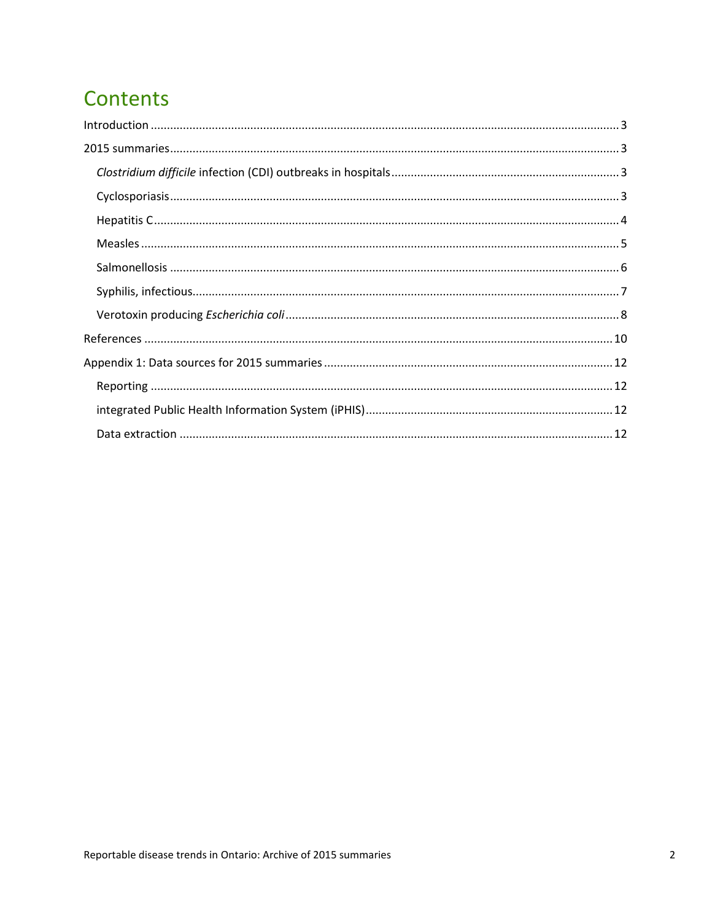# Contents

Introduction ........................................................................................................................................ 3

2015 summaries........................................................................................................................................ 3

- *Clostridium difficile* infection (CDI) outbreaks in hospitals ........................................................ 3
- Cyclosporiasis........................................................................................................................................ 3
- Hepatitis C........................................................................................................................................ 4
- Measles........................................................................................................................................ 5
- Salmonellosis ........................................................................................................................................ 6
- Syphilis, infectious........................................................................................................................................ 7
- Verotoxin producing *Escherichia coli* ........................................................................................ 8

References ........................................................................................................................................ 10

Appendix 1: Data sources for 2015 summaries ........................................................................................ 12

- Reporting ........................................................................................................................................ 12
- integrated Public Health Information System (iPHIS)........................................................................ 12
- Data extraction ........................................................................................................................................ 12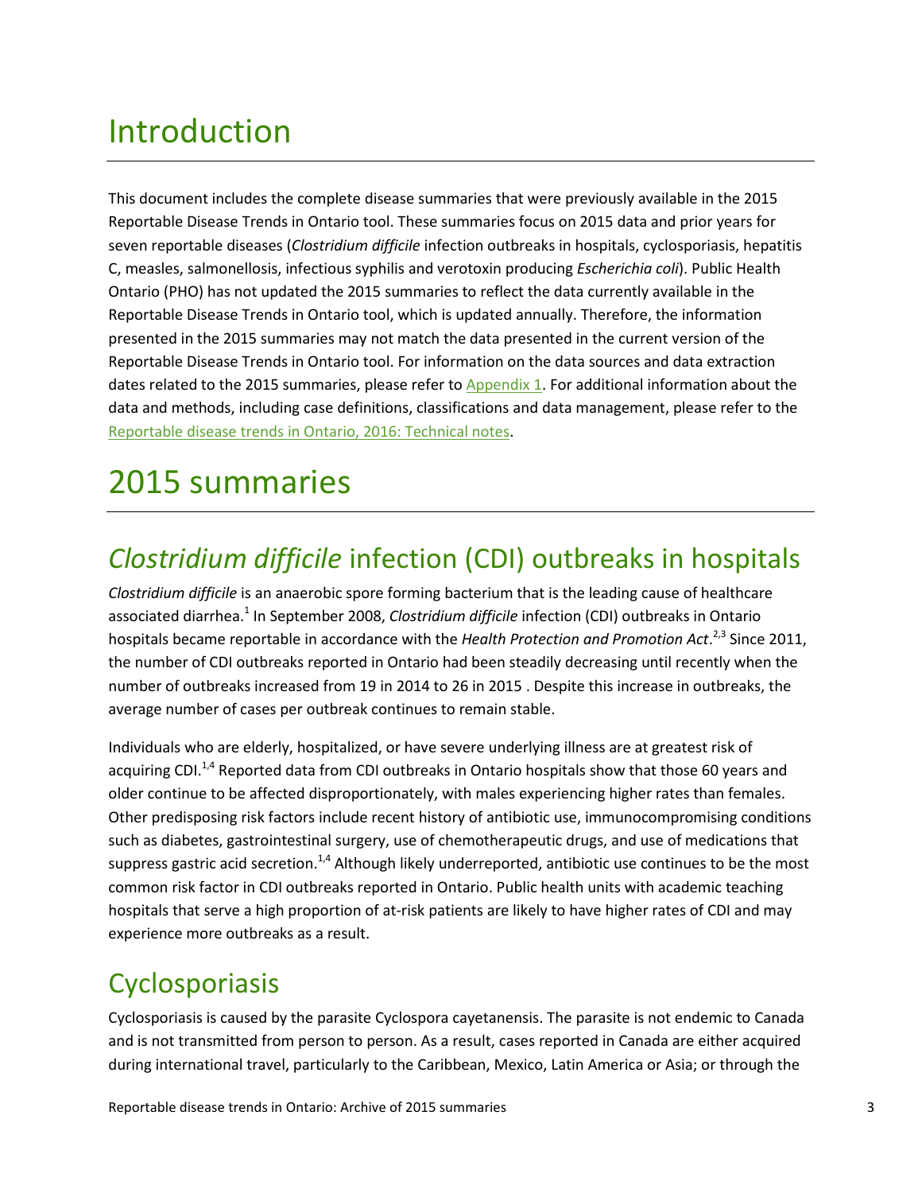# Introduction

This document includes the complete disease summaries that were previously available in the 2015 Reportable Disease Trends in Ontario tool. These summaries focus on 2015 data and prior years for seven reportable diseases (*Clostridium difficile* infection outbreaks in hospitals, cyclosporiasis, hepatitis C, measles, salmonellosis, infectious syphilis and verotoxin producing *Escherichia coli*). Public Health Ontario (PHO) has not updated the 2015 summaries to reflect the data currently available in the Reportable Disease Trends in Ontario tool, which is updated annually. Therefore, the information presented in the 2015 summaries may not match the data presented in the current version of the Reportable Disease Trends in Ontario tool. For information on the data sources and data extraction dates related to the 2015 summaries, please refer to Appendix 1. For additional information about the data and methods, including case definitions, classifications and data management, please refer to the Reportable disease trends in Ontario, 2016: Technical notes.

# 2015 summaries

## *Clostridium difficile* infection (CDI) outbreaks in hospitals

*Clostridium difficile* is an anaerobic spore forming bacterium that is the leading cause of healthcare associated diarrhea.[1] In September 2008, *Clostridium difficile* infection (CDI) outbreaks in Ontario hospitals became reportable in accordance with the *Health Protection and Promotion Act*.[2,3] Since 2011, the number of CDI outbreaks reported in Ontario had been steadily decreasing until recently when the number of outbreaks increased from 19 in 2014 to 26 in 2015 . Despite this increase in outbreaks, the average number of cases per outbreak continues to remain stable.

Individuals who are elderly, hospitalized, or have severe underlying illness are at greatest risk of acquiring CDI.[1,4] Reported data from CDI outbreaks in Ontario hospitals show that those 60 years and older continue to be affected disproportionately, with males experiencing higher rates than females. Other predisposing risk factors include recent history of antibiotic use, immunocompromising conditions such as diabetes, gastrointestinal surgery, use of chemotherapeutic drugs, and use of medications that suppress gastric acid secretion.[1,4] Although likely underreported, antibiotic use continues to be the most common risk factor in CDI outbreaks reported in Ontario. Public health units with academic teaching hospitals that serve a high proportion of at-risk patients are likely to have higher rates of CDI and may experience more outbreaks as a result.

## Cyclosporiasis

Cyclosporiasis is caused by the parasite Cyclospora cayetanensis. The parasite is not endemic to Canada and is not transmitted from person to person. As a result, cases reported in Canada are either acquired during international travel, particularly to the Caribbean, Mexico, Latin America or Asia; or through the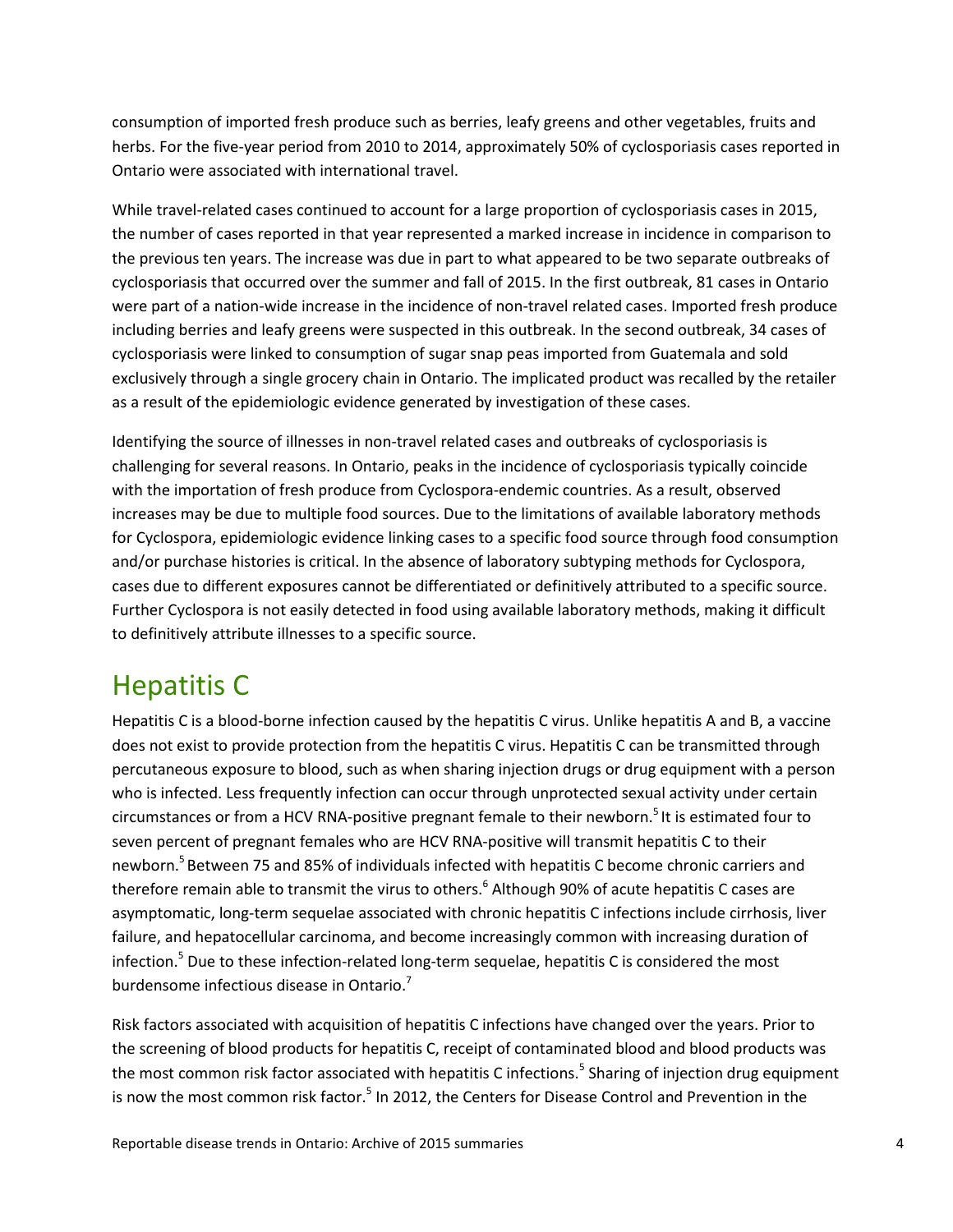consumption of imported fresh produce such as berries, leafy greens and other vegetables, fruits and herbs. For the five-year period from 2010 to 2014, approximately 50% of cyclosporiasis cases reported in Ontario were associated with international travel.

While travel-related cases continued to account for a large proportion of cyclosporiasis cases in 2015, the number of cases reported in that year represented a marked increase in incidence in comparison to the previous ten years. The increase was due in part to what appeared to be two separate outbreaks of cyclosporiasis that occurred over the summer and fall of 2015. In the first outbreak, 81 cases in Ontario were part of a nation-wide increase in the incidence of non-travel related cases. Imported fresh produce including berries and leafy greens were suspected in this outbreak. In the second outbreak, 34 cases of cyclosporiasis were linked to consumption of sugar snap peas imported from Guatemala and sold exclusively through a single grocery chain in Ontario. The implicated product was recalled by the retailer as a result of the epidemiologic evidence generated by investigation of these cases.

Identifying the source of illnesses in non-travel related cases and outbreaks of cyclosporiasis is challenging for several reasons. In Ontario, peaks in the incidence of cyclosporiasis typically coincide with the importation of fresh produce from Cyclospora-endemic countries. As a result, observed increases may be due to multiple food sources. Due to the limitations of available laboratory methods for Cyclospora, epidemiologic evidence linking cases to a specific food source through food consumption and/or purchase histories is critical. In the absence of laboratory subtyping methods for Cyclospora, cases due to different exposures cannot be differentiated or definitively attributed to a specific source. Further Cyclospora is not easily detected in food using available laboratory methods, making it difficult to definitively attribute illnesses to a specific source.

# Hepatitis C

Hepatitis C is a blood-borne infection caused by the hepatitis C virus. Unlike hepatitis A and B, a vaccine does not exist to provide protection from the hepatitis C virus. Hepatitis C can be transmitted through percutaneous exposure to blood, such as when sharing injection drugs or drug equipment with a person who is infected. Less frequently infection can occur through unprotected sexual activity under certain circumstances or from a HCV RNA-positive pregnant female to their newborn.[5] It is estimated four to seven percent of pregnant females who are HCV RNA-positive will transmit hepatitis C to their newborn.[5] Between 75 and 85% of individuals infected with hepatitis C become chronic carriers and therefore remain able to transmit the virus to others.[6] Although 90% of acute hepatitis C cases are asymptomatic, long-term sequelae associated with chronic hepatitis C infections include cirrhosis, liver failure, and hepatocellular carcinoma, and become increasingly common with increasing duration of infection.[5] Due to these infection-related long-term sequelae, hepatitis C is considered the most burdensome infectious disease in Ontario.[7]

Risk factors associated with acquisition of hepatitis C infections have changed over the years. Prior to the screening of blood products for hepatitis C, receipt of contaminated blood and blood products was the most common risk factor associated with hepatitis C infections.[5] Sharing of injection drug equipment is now the most common risk factor.[5] In 2012, the Centers for Disease Control and Prevention in the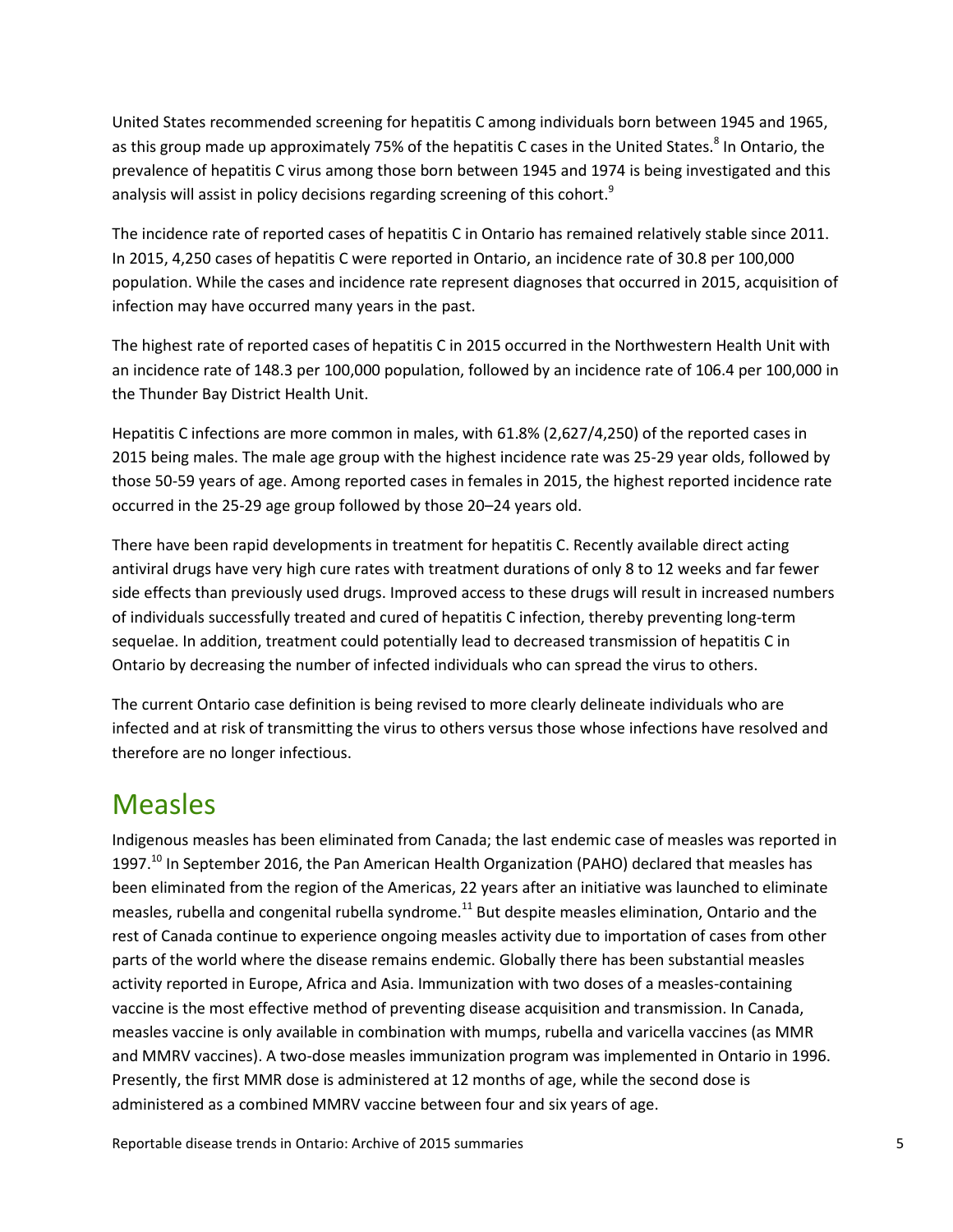United States recommended screening for hepatitis C among individuals born between 1945 and 1965, as this group made up approximately 75% of the hepatitis C cases in the United States.[8] In Ontario, the prevalence of hepatitis C virus among those born between 1945 and 1974 is being investigated and this analysis will assist in policy decisions regarding screening of this cohort.[9]

The incidence rate of reported cases of hepatitis C in Ontario has remained relatively stable since 2011. In 2015, 4,250 cases of hepatitis C were reported in Ontario, an incidence rate of 30.8 per 100,000 population. While the cases and incidence rate represent diagnoses that occurred in 2015, acquisition of infection may have occurred many years in the past.

The highest rate of reported cases of hepatitis C in 2015 occurred in the Northwestern Health Unit with an incidence rate of 148.3 per 100,000 population, followed by an incidence rate of 106.4 per 100,000 in the Thunder Bay District Health Unit.

Hepatitis C infections are more common in males, with 61.8% (2,627/4,250) of the reported cases in 2015 being males. The male age group with the highest incidence rate was 25-29 year olds, followed by those 50-59 years of age. Among reported cases in females in 2015, the highest reported incidence rate occurred in the 25-29 age group followed by those 20–24 years old.

There have been rapid developments in treatment for hepatitis C. Recently available direct acting antiviral drugs have very high cure rates with treatment durations of only 8 to 12 weeks and far fewer side effects than previously used drugs. Improved access to these drugs will result in increased numbers of individuals successfully treated and cured of hepatitis C infection, thereby preventing long-term sequelae. In addition, treatment could potentially lead to decreased transmission of hepatitis C in Ontario by decreasing the number of infected individuals who can spread the virus to others.

The current Ontario case definition is being revised to more clearly delineate individuals who are infected and at risk of transmitting the virus to others versus those whose infections have resolved and therefore are no longer infectious.

# Measles

Indigenous measles has been eliminated from Canada; the last endemic case of measles was reported in 1997.[10] In September 2016, the Pan American Health Organization (PAHO) declared that measles has been eliminated from the region of the Americas, 22 years after an initiative was launched to eliminate measles, rubella and congenital rubella syndrome.[11] But despite measles elimination, Ontario and the rest of Canada continue to experience ongoing measles activity due to importation of cases from other parts of the world where the disease remains endemic. Globally there has been substantial measles activity reported in Europe, Africa and Asia. Immunization with two doses of a measles-containing vaccine is the most effective method of preventing disease acquisition and transmission. In Canada, measles vaccine is only available in combination with mumps, rubella and varicella vaccines (as MMR and MMRV vaccines). A two-dose measles immunization program was implemented in Ontario in 1996. Presently, the first MMR dose is administered at 12 months of age, while the second dose is administered as a combined MMRV vaccine between four and six years of age.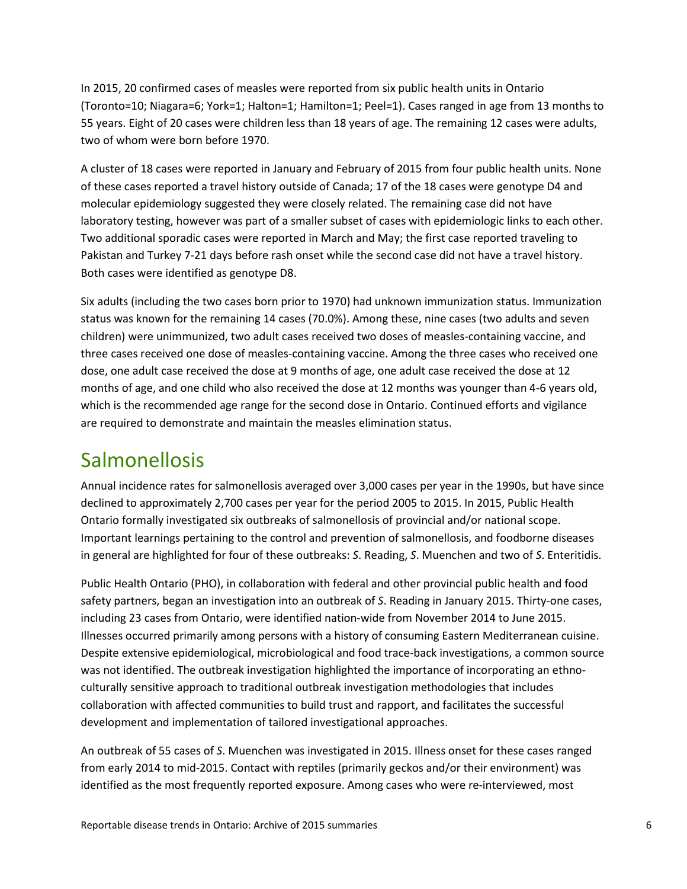In 2015, 20 confirmed cases of measles were reported from six public health units in Ontario (Toronto=10; Niagara=6; York=1; Halton=1; Hamilton=1; Peel=1). Cases ranged in age from 13 months to 55 years. Eight of 20 cases were children less than 18 years of age. The remaining 12 cases were adults, two of whom were born before 1970.

A cluster of 18 cases were reported in January and February of 2015 from four public health units. None of these cases reported a travel history outside of Canada; 17 of the 18 cases were genotype D4 and molecular epidemiology suggested they were closely related. The remaining case did not have laboratory testing, however was part of a smaller subset of cases with epidemiologic links to each other. Two additional sporadic cases were reported in March and May; the first case reported traveling to Pakistan and Turkey 7-21 days before rash onset while the second case did not have a travel history. Both cases were identified as genotype D8.

Six adults (including the two cases born prior to 1970) had unknown immunization status. Immunization status was known for the remaining 14 cases (70.0%). Among these, nine cases (two adults and seven children) were unimmunized, two adult cases received two doses of measles-containing vaccine, and three cases received one dose of measles-containing vaccine. Among the three cases who received one dose, one adult case received the dose at 9 months of age, one adult case received the dose at 12 months of age, and one child who also received the dose at 12 months was younger than 4-6 years old, which is the recommended age range for the second dose in Ontario. Continued efforts and vigilance are required to demonstrate and maintain the measles elimination status.

## Salmonellosis

Annual incidence rates for salmonellosis averaged over 3,000 cases per year in the 1990s, but have since declined to approximately 2,700 cases per year for the period 2005 to 2015. In 2015, Public Health Ontario formally investigated six outbreaks of salmonellosis of provincial and/or national scope. Important learnings pertaining to the control and prevention of salmonellosis, and foodborne diseases in general are highlighted for four of these outbreaks: *S*. Reading, *S*. Muenchen and two of *S*. Enteritidis.

Public Health Ontario (PHO), in collaboration with federal and other provincial public health and food safety partners, began an investigation into an outbreak of *S*. Reading in January 2015. Thirty-one cases, including 23 cases from Ontario, were identified nation-wide from November 2014 to June 2015. Illnesses occurred primarily among persons with a history of consuming Eastern Mediterranean cuisine. Despite extensive epidemiological, microbiological and food trace-back investigations, a common source was not identified. The outbreak investigation highlighted the importance of incorporating an ethno-culturally sensitive approach to traditional outbreak investigation methodologies that includes collaboration with affected communities to build trust and rapport, and facilitates the successful development and implementation of tailored investigational approaches.

An outbreak of 55 cases of *S*. Muenchen was investigated in 2015. Illness onset for these cases ranged from early 2014 to mid-2015. Contact with reptiles (primarily geckos and/or their environment) was identified as the most frequently reported exposure. Among cases who were re-interviewed, most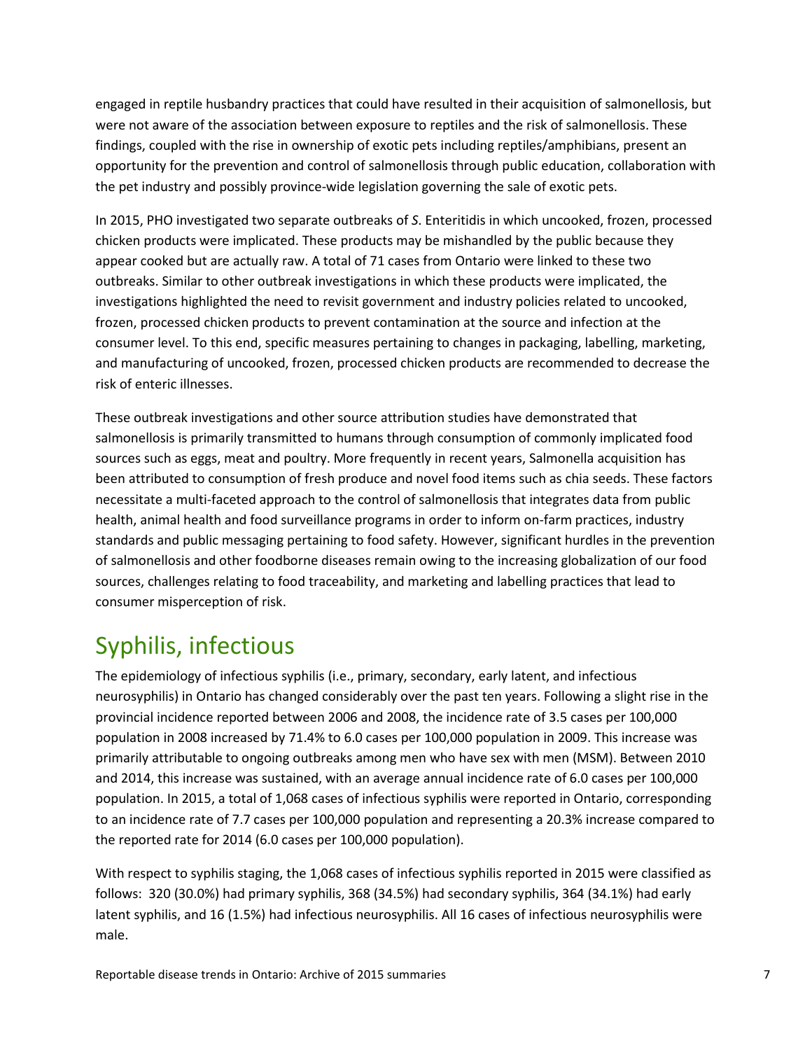engaged in reptile husbandry practices that could have resulted in their acquisition of salmonellosis, but were not aware of the association between exposure to reptiles and the risk of salmonellosis. These findings, coupled with the rise in ownership of exotic pets including reptiles/amphibians, present an opportunity for the prevention and control of salmonellosis through public education, collaboration with the pet industry and possibly province-wide legislation governing the sale of exotic pets.

In 2015, PHO investigated two separate outbreaks of *S*. Enteritidis in which uncooked, frozen, processed chicken products were implicated. These products may be mishandled by the public because they appear cooked but are actually raw. A total of 71 cases from Ontario were linked to these two outbreaks. Similar to other outbreak investigations in which these products were implicated, the investigations highlighted the need to revisit government and industry policies related to uncooked, frozen, processed chicken products to prevent contamination at the source and infection at the consumer level. To this end, specific measures pertaining to changes in packaging, labelling, marketing, and manufacturing of uncooked, frozen, processed chicken products are recommended to decrease the risk of enteric illnesses.

These outbreak investigations and other source attribution studies have demonstrated that salmonellosis is primarily transmitted to humans through consumption of commonly implicated food sources such as eggs, meat and poultry. More frequently in recent years, Salmonella acquisition has been attributed to consumption of fresh produce and novel food items such as chia seeds. These factors necessitate a multi-faceted approach to the control of salmonellosis that integrates data from public health, animal health and food surveillance programs in order to inform on-farm practices, industry standards and public messaging pertaining to food safety. However, significant hurdles in the prevention of salmonellosis and other foodborne diseases remain owing to the increasing globalization of our food sources, challenges relating to food traceability, and marketing and labelling practices that lead to consumer misperception of risk.

# Syphilis, infectious

The epidemiology of infectious syphilis (i.e., primary, secondary, early latent, and infectious neurosyphilis) in Ontario has changed considerably over the past ten years. Following a slight rise in the provincial incidence reported between 2006 and 2008, the incidence rate of 3.5 cases per 100,000 population in 2008 increased by 71.4% to 6.0 cases per 100,000 population in 2009. This increase was primarily attributable to ongoing outbreaks among men who have sex with men (MSM). Between 2010 and 2014, this increase was sustained, with an average annual incidence rate of 6.0 cases per 100,000 population. In 2015, a total of 1,068 cases of infectious syphilis were reported in Ontario, corresponding to an incidence rate of 7.7 cases per 100,000 population and representing a 20.3% increase compared to the reported rate for 2014 (6.0 cases per 100,000 population).

With respect to syphilis staging, the 1,068 cases of infectious syphilis reported in 2015 were classified as follows: 320 (30.0%) had primary syphilis, 368 (34.5%) had secondary syphilis, 364 (34.1%) had early latent syphilis, and 16 (1.5%) had infectious neurosyphilis. All 16 cases of infectious neurosyphilis were male.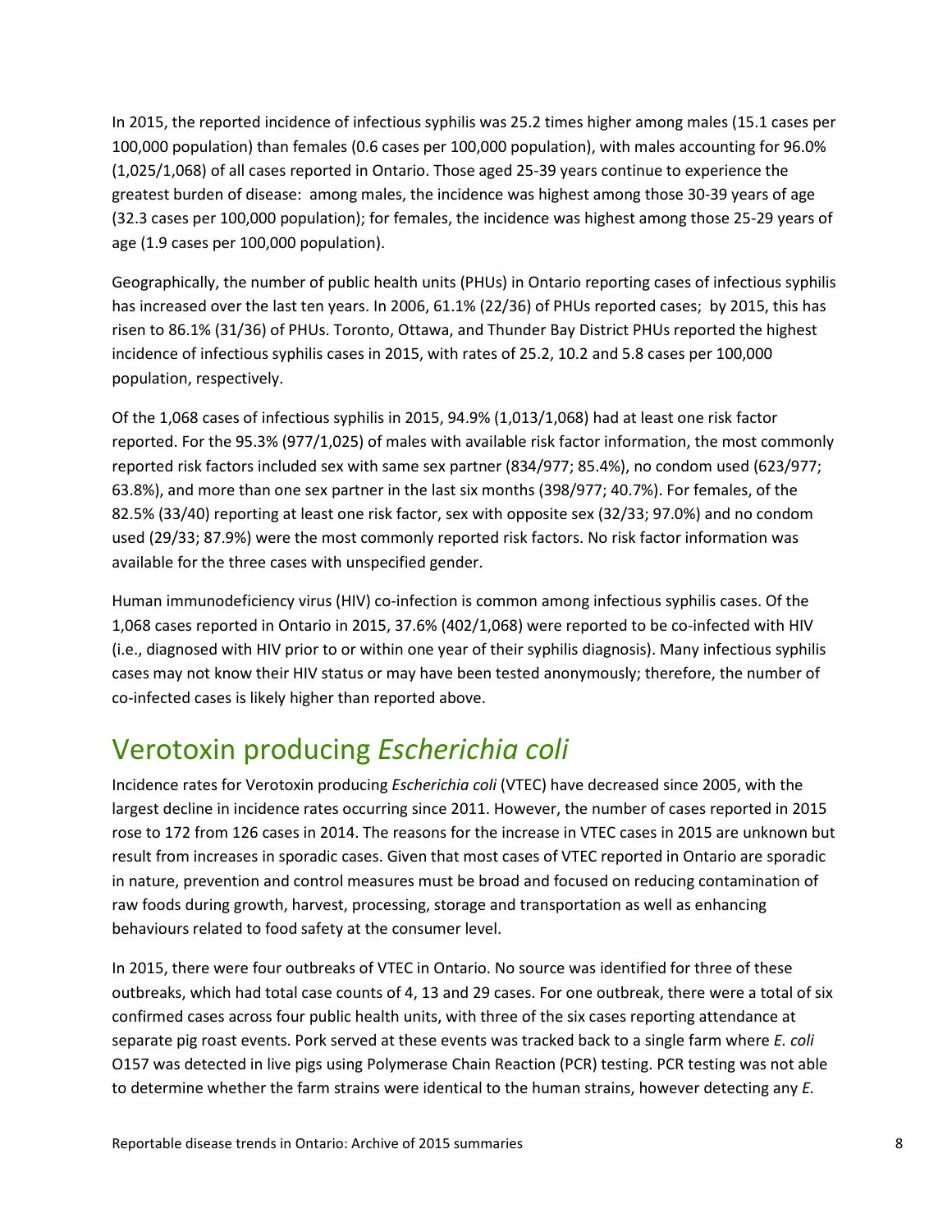In 2015, the reported incidence of infectious syphilis was 25.2 times higher among males (15.1 cases per 100,000 population) than females (0.6 cases per 100,000 population), with males accounting for 96.0% (1,025/1,068) of all cases reported in Ontario. Those aged 25-39 years continue to experience the greatest burden of disease: among males, the incidence was highest among those 30-39 years of age (32.3 cases per 100,000 population); for females, the incidence was highest among those 25-29 years of age (1.9 cases per 100,000 population).

Geographically, the number of public health units (PHUs) in Ontario reporting cases of infectious syphilis has increased over the last ten years. In 2006, 61.1% (22/36) of PHUs reported cases; by 2015, this has risen to 86.1% (31/36) of PHUs. Toronto, Ottawa, and Thunder Bay District PHUs reported the highest incidence of infectious syphilis cases in 2015, with rates of 25.2, 10.2 and 5.8 cases per 100,000 population, respectively.

Of the 1,068 cases of infectious syphilis in 2015, 94.9% (1,013/1,068) had at least one risk factor reported. For the 95.3% (977/1,025) of males with available risk factor information, the most commonly reported risk factors included sex with same sex partner (834/977; 85.4%), no condom used (623/977; 63.8%), and more than one sex partner in the last six months (398/977; 40.7%). For females, of the 82.5% (33/40) reporting at least one risk factor, sex with opposite sex (32/33; 97.0%) and no condom used (29/33; 87.9%) were the most commonly reported risk factors. No risk factor information was available for the three cases with unspecified gender.

Human immunodeficiency virus (HIV) co-infection is common among infectious syphilis cases. Of the 1,068 cases reported in Ontario in 2015, 37.6% (402/1,068) were reported to be co-infected with HIV (i.e., diagnosed with HIV prior to or within one year of their syphilis diagnosis). Many infectious syphilis cases may not know their HIV status or may have been tested anonymously; therefore, the number of co-infected cases is likely higher than reported above.

# Verotoxin producing *Escherichia coli*

Incidence rates for Verotoxin producing *Escherichia coli* (VTEC) have decreased since 2005, with the largest decline in incidence rates occurring since 2011. However, the number of cases reported in 2015 rose to 172 from 126 cases in 2014. The reasons for the increase in VTEC cases in 2015 are unknown but result from increases in sporadic cases. Given that most cases of VTEC reported in Ontario are sporadic in nature, prevention and control measures must be broad and focused on reducing contamination of raw foods during growth, harvest, processing, storage and transportation as well as enhancing behaviours related to food safety at the consumer level.

In 2015, there were four outbreaks of VTEC in Ontario. No source was identified for three of these outbreaks, which had total case counts of 4, 13 and 29 cases. For one outbreak, there were a total of six confirmed cases across four public health units, with three of the six cases reporting attendance at separate pig roast events. Pork served at these events was tracked back to a single farm where *E. coli* O157 was detected in live pigs using Polymerase Chain Reaction (PCR) testing. PCR testing was not able to determine whether the farm strains were identical to the human strains, however detecting any *E.*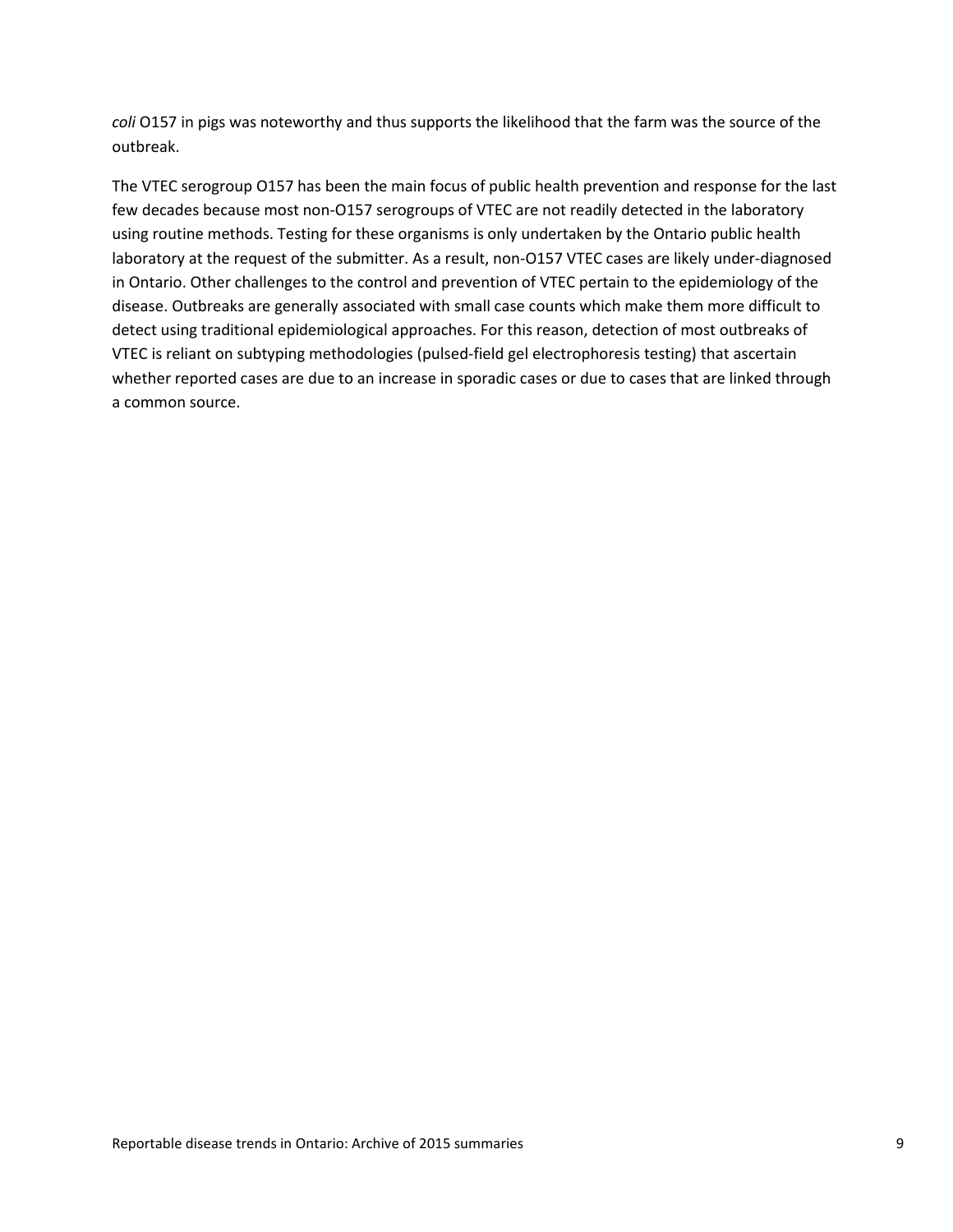*coli* O157 in pigs was noteworthy and thus supports the likelihood that the farm was the source of the outbreak.

The VTEC serogroup O157 has been the main focus of public health prevention and response for the last few decades because most non-O157 serogroups of VTEC are not readily detected in the laboratory using routine methods. Testing for these organisms is only undertaken by the Ontario public health laboratory at the request of the submitter. As a result, non-O157 VTEC cases are likely under-diagnosed in Ontario. Other challenges to the control and prevention of VTEC pertain to the epidemiology of the disease. Outbreaks are generally associated with small case counts which make them more difficult to detect using traditional epidemiological approaches. For this reason, detection of most outbreaks of VTEC is reliant on subtyping methodologies (pulsed-field gel electrophoresis testing) that ascertain whether reported cases are due to an increase in sporadic cases or due to cases that are linked through a common source.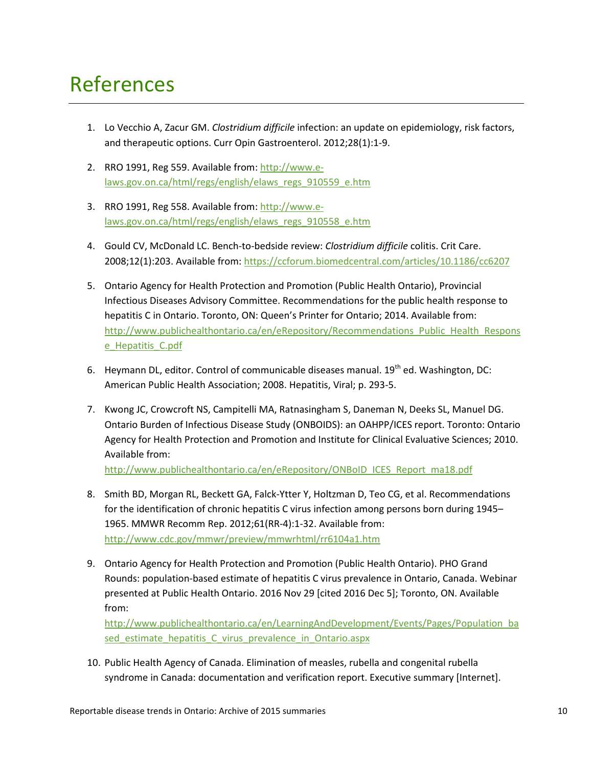# References

1. Lo Vecchio A, Zacur GM. *Clostridium difficile* infection: an update on epidemiology, risk factors, and therapeutic options. Curr Opin Gastroenterol. 2012;28(1):1-9.

2. RRO 1991, Reg 559. Available from: [http://www.e-laws.gov.on.ca/html/regs/english/elaws_regs_910559_e.htm](http://www.e-laws.gov.on.ca/html/regs/english/elaws_regs_910559_e.htm)

3. RRO 1991, Reg 558. Available from: [http://www.e-laws.gov.on.ca/html/regs/english/elaws_regs_910558_e.htm](http://www.e-laws.gov.on.ca/html/regs/english/elaws_regs_910558_e.htm)

4. Gould CV, McDonald LC. Bench-to-bedside review: *Clostridium difficile* colitis. Crit Care. 2008;12(1):203. Available from: [https://ccforum.biomedcentral.com/articles/10.1186/cc6207](https://ccforum.biomedcentral.com/articles/10.1186/cc6207)

5. Ontario Agency for Health Protection and Promotion (Public Health Ontario), Provincial Infectious Diseases Advisory Committee. Recommendations for the public health response to hepatitis C in Ontario. Toronto, ON: Queen's Printer for Ontario; 2014. Available from: [http://www.publichealthontario.ca/en/eRepository/Recommendations_Public_Health_Response_Hepatitis_C.pdf](http://www.publichealthontario.ca/en/eRepository/Recommendations_Public_Health_Response_Hepatitis_C.pdf)

6. Heymann DL, editor. Control of communicable diseases manual. 19th ed. Washington, DC: American Public Health Association; 2008. Hepatitis, Viral; p. 293-5.

7. Kwong JC, Crowcroft NS, Campitelli MA, Ratnasingham S, Daneman N, Deeks SL, Manuel DG. Ontario Burden of Infectious Disease Study (ONBOIDS): an OAHPP/ICES report. Toronto: Ontario Agency for Health Protection and Promotion and Institute for Clinical Evaluative Sciences; 2010. Available from: [http://www.publichealthontario.ca/en/eRepository/ONBoID_ICES_Report_ma18.pdf](http://www.publichealthontario.ca/en/eRepository/ONBoID_ICES_Report_ma18.pdf)

8. Smith BD, Morgan RL, Beckett GA, Falck-Ytter Y, Holtzman D, Teo CG, et al. Recommendations for the identification of chronic hepatitis C virus infection among persons born during 1945–1965. MMWR Recomm Rep. 2012;61(RR-4):1-32. Available from: [http://www.cdc.gov/mmwr/preview/mmwrhtml/rr6104a1.htm](http://www.cdc.gov/mmwr/preview/mmwrhtml/rr6104a1.htm)

9. Ontario Agency for Health Protection and Promotion (Public Health Ontario). PHO Grand Rounds: population-based estimate of hepatitis C virus prevalence in Ontario, Canada. Webinar presented at Public Health Ontario. 2016 Nov 29 [cited 2016 Dec 5]; Toronto, ON. Available from: [http://www.publichealthontario.ca/en/LearningAndDevelopment/Events/Pages/Population_based_estimate_hepatitis_C_virus_prevalence_in_Ontario.aspx](http://www.publichealthontario.ca/en/LearningAndDevelopment/Events/Pages/Population_based_estimate_hepatitis_C_virus_prevalence_in_Ontario.aspx)

10. Public Health Agency of Canada. Elimination of measles, rubella and congenital rubella syndrome in Canada: documentation and verification report. Executive summary [Internet].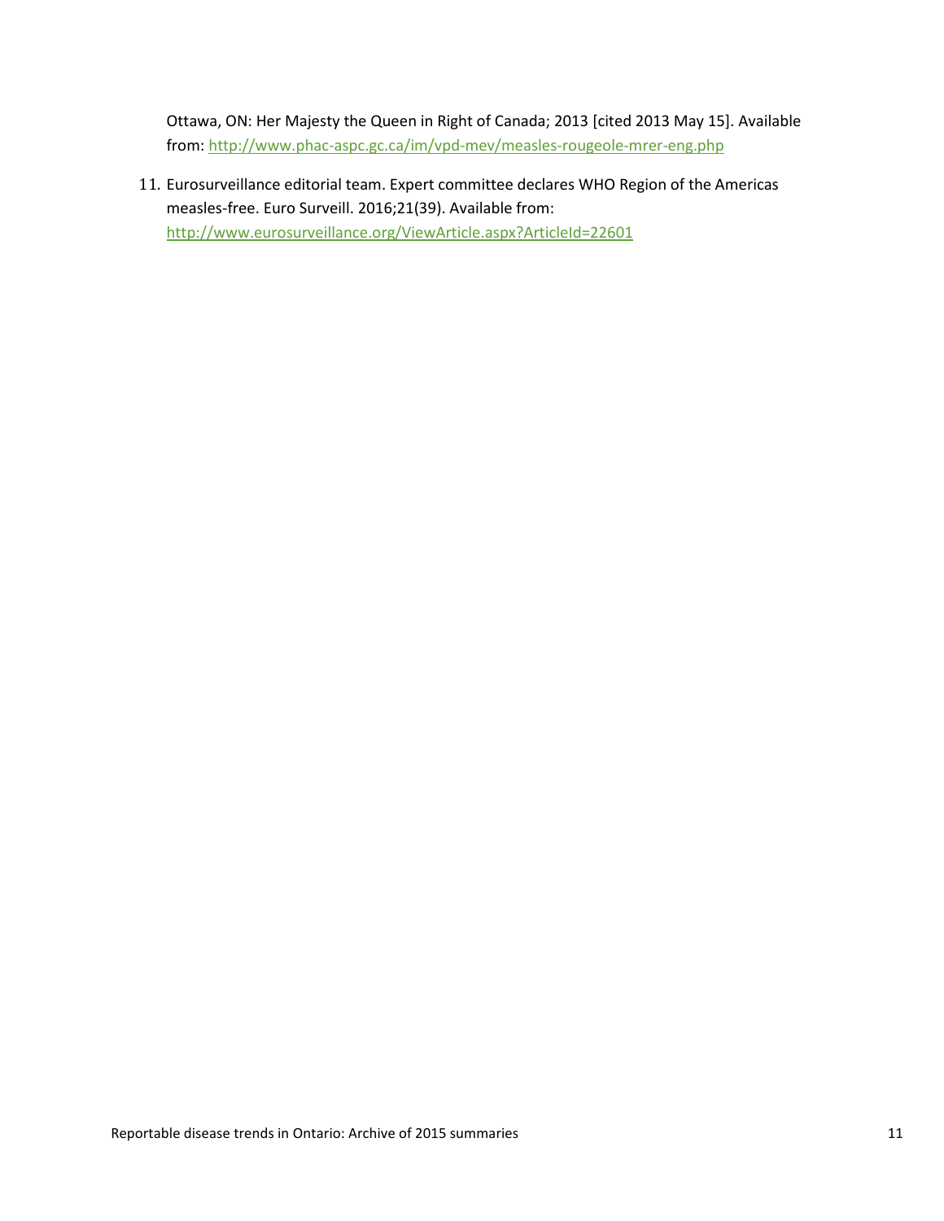Ottawa, ON: Her Majesty the Queen in Right of Canada; 2013 [cited 2013 May 15]. Available from: http://www.phac-aspc.gc.ca/im/vpd-mev/measles-rougeole-mrer-eng.php

11. Eurosurveillance editorial team. Expert committee declares WHO Region of the Americas measles-free. Euro Surveill. 2016;21(39). Available from: http://www.eurosurveillance.org/ViewArticle.aspx?ArticleId=22601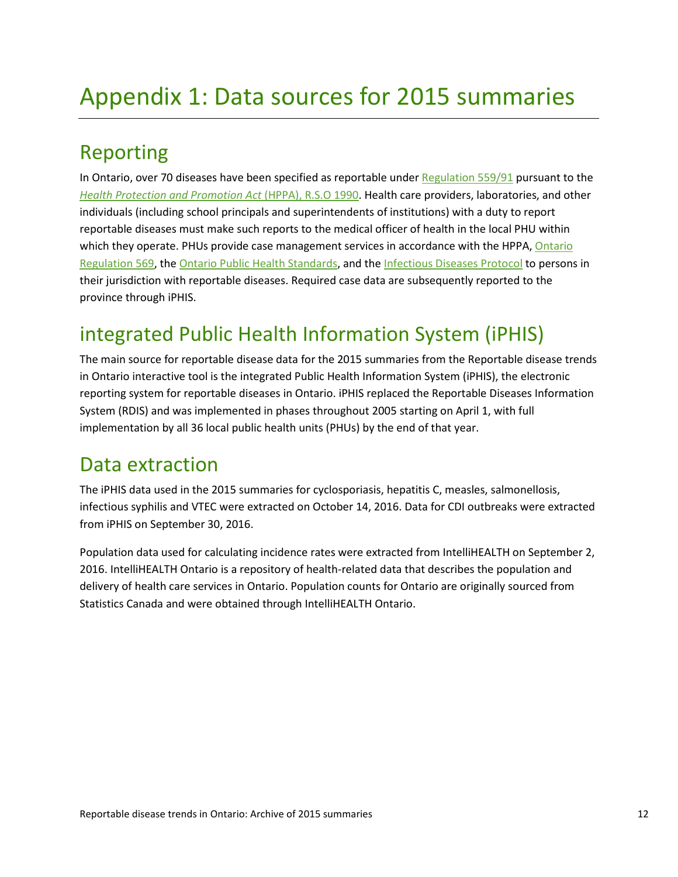# Appendix 1: Data sources for 2015 summaries

## Reporting

In Ontario, over 70 diseases have been specified as reportable under Regulation 559/91 pursuant to the *Health Protection and Promotion Act* (HPPA), R.S.O 1990. Health care providers, laboratories, and other individuals (including school principals and superintendents of institutions) with a duty to report reportable diseases must make such reports to the medical officer of health in the local PHU within which they operate. PHUs provide case management services in accordance with the HPPA, Ontario Regulation 569, the Ontario Public Health Standards, and the Infectious Diseases Protocol to persons in their jurisdiction with reportable diseases. Required case data are subsequently reported to the province through iPHIS.

## integrated Public Health Information System (iPHIS)

The main source for reportable disease data for the 2015 summaries from the Reportable disease trends in Ontario interactive tool is the integrated Public Health Information System (iPHIS), the electronic reporting system for reportable diseases in Ontario. iPHIS replaced the Reportable Diseases Information System (RDIS) and was implemented in phases throughout 2005 starting on April 1, with full implementation by all 36 local public health units (PHUs) by the end of that year.

## Data extraction

The iPHIS data used in the 2015 summaries for cyclosporiasis, hepatitis C, measles, salmonellosis, infectious syphilis and VTEC were extracted on October 14, 2016. Data for CDI outbreaks were extracted from iPHIS on September 30, 2016.

Population data used for calculating incidence rates were extracted from IntelliHEALTH on September 2, 2016. IntelliHEALTH Ontario is a repository of health-related data that describes the population and delivery of health care services in Ontario. Population counts for Ontario are originally sourced from Statistics Canada and were obtained through IntelliHEALTH Ontario.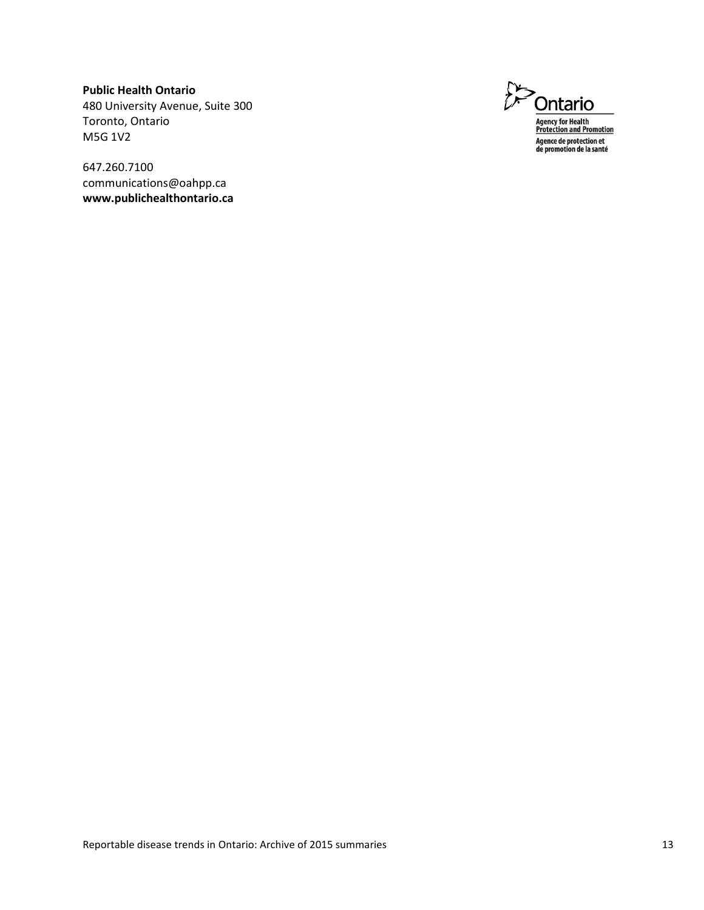**Public Health Ontario**
480 University Avenue, Suite 300
Toronto, Ontario
M5G 1V2

647.260.7100
communications@oahpp.ca
**www.publichealthontario.ca**

Ontario

Agency for Health Protection and Promotion

Agence de protection et de promotion de la santé